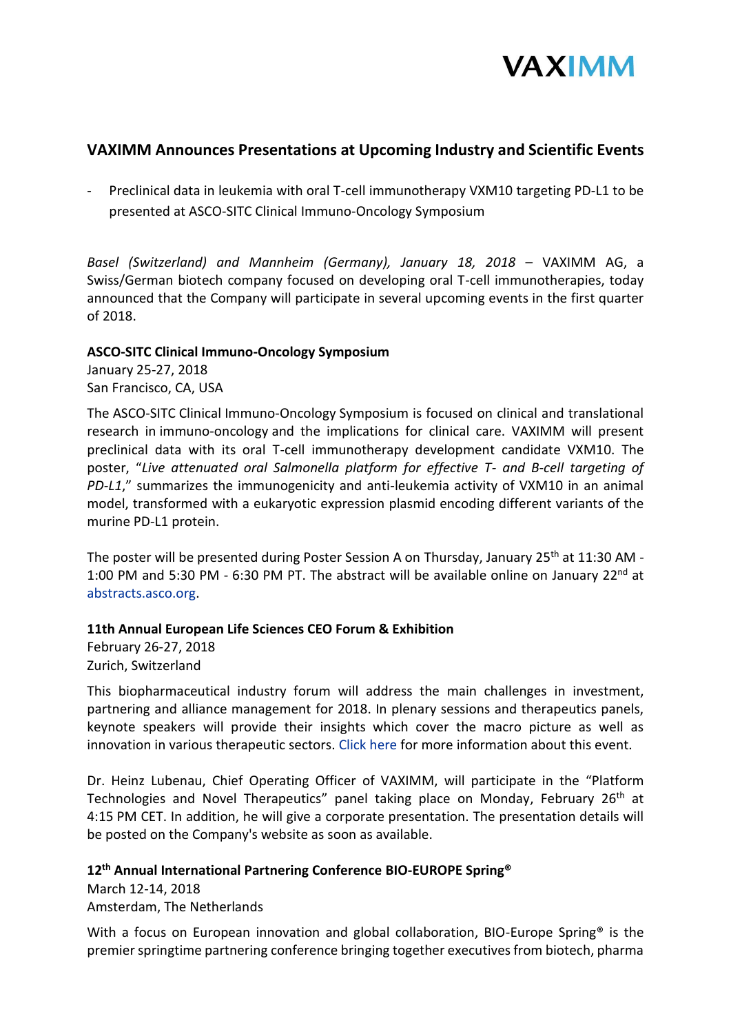VAXIMM

# VAXIMM Announces Presentations at Upcoming Industry and Scientific Events

- Preclinical data in leukemia with oral T-cell immunotherapy VXM10 targeting PD-L1 to be presented at ASCO-SITC Clinical Immuno-Oncology Symposium

*Basel (Switzerland) and Mannheim (Germany), January 18, 2018* – VAXIMM AG, a Swiss/German biotech company focused on developing oral T-cell immunotherapies, today announced that the Company will participate in several upcoming events in the first quarter of 2018.

**ASCO-SITC Clinical Immuno-Oncology Symposium**
January 25-27, 2018
San Francisco, CA, USA

The ASCO-SITC Clinical Immuno-Oncology Symposium is focused on clinical and translational research in immuno-oncology and the implications for clinical care. VAXIMM will present preclinical data with its oral T-cell immunotherapy development candidate VXM10. The poster, "*Live attenuated oral Salmonella platform for effective T- and B-cell targeting of PD-L1*," summarizes the immunogenicity and anti-leukemia activity of VXM10 in an animal model, transformed with a eukaryotic expression plasmid encoding different variants of the murine PD-L1 protein.

The poster will be presented during Poster Session A on Thursday, January 25th at 11:30 AM - 1:00 PM and 5:30 PM - 6:30 PM PT. The abstract will be available online on January 22nd at abstracts.asco.org.

**11th Annual European Life Sciences CEO Forum & Exhibition**
February 26-27, 2018
Zurich, Switzerland

This biopharmaceutical industry forum will address the main challenges in investment, partnering and alliance management for 2018. In plenary sessions and therapeutics panels, keynote speakers will provide their insights which cover the macro picture as well as innovation in various therapeutic sectors. Click here for more information about this event.

Dr. Heinz Lubenau, Chief Operating Officer of VAXIMM, will participate in the "Platform Technologies and Novel Therapeutics" panel taking place on Monday, February 26th at 4:15 PM CET. In addition, he will give a corporate presentation. The presentation details will be posted on the Company's website as soon as available.

**12th Annual International Partnering Conference BIO-EUROPE Spring®**
March 12-14, 2018
Amsterdam, The Netherlands

With a focus on European innovation and global collaboration, BIO-Europe Spring® is the premier springtime partnering conference bringing together executives from biotech, pharma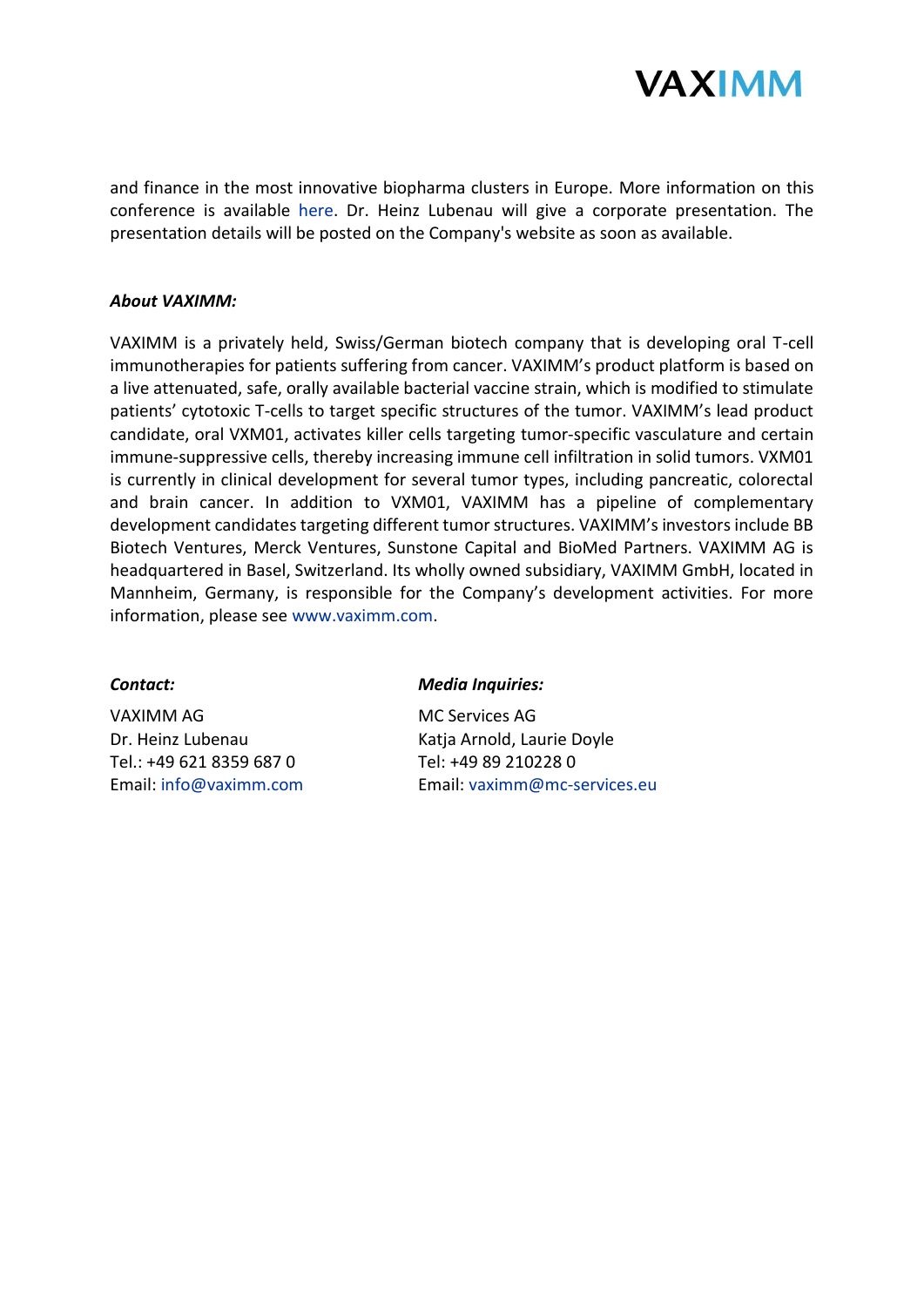and finance in the most innovative biopharma clusters in Europe. More information on this conference is available here. Dr. Heinz Lubenau will give a corporate presentation. The presentation details will be posted on the Company's website as soon as available.

***About VAXIMM:***

VAXIMM is a privately held, Swiss/German biotech company that is developing oral T-cell immunotherapies for patients suffering from cancer. VAXIMM's product platform is based on a live attenuated, safe, orally available bacterial vaccine strain, which is modified to stimulate patients' cytotoxic T-cells to target specific structures of the tumor. VAXIMM's lead product candidate, oral VXM01, activates killer cells targeting tumor-specific vasculature and certain immune-suppressive cells, thereby increasing immune cell infiltration in solid tumors. VXM01 is currently in clinical development for several tumor types, including pancreatic, colorectal and brain cancer. In addition to VXM01, VAXIMM has a pipeline of complementary development candidates targeting different tumor structures. VAXIMM's investors include BB Biotech Ventures, Merck Ventures, Sunstone Capital and BioMed Partners. VAXIMM AG is headquartered in Basel, Switzerland. Its wholly owned subsidiary, VAXIMM GmbH, located in Mannheim, Germany, is responsible for the Company's development activities. For more information, please see www.vaximm.com.

***Contact:***

VAXIMM AG
Dr. Heinz Lubenau
Tel.: +49 621 8359 687 0
Email: info@vaximm.com

***Media Inquiries:***

MC Services AG
Katja Arnold, Laurie Doyle
Tel: +49 89 210228 0
Email: vaximm@mc-services.eu